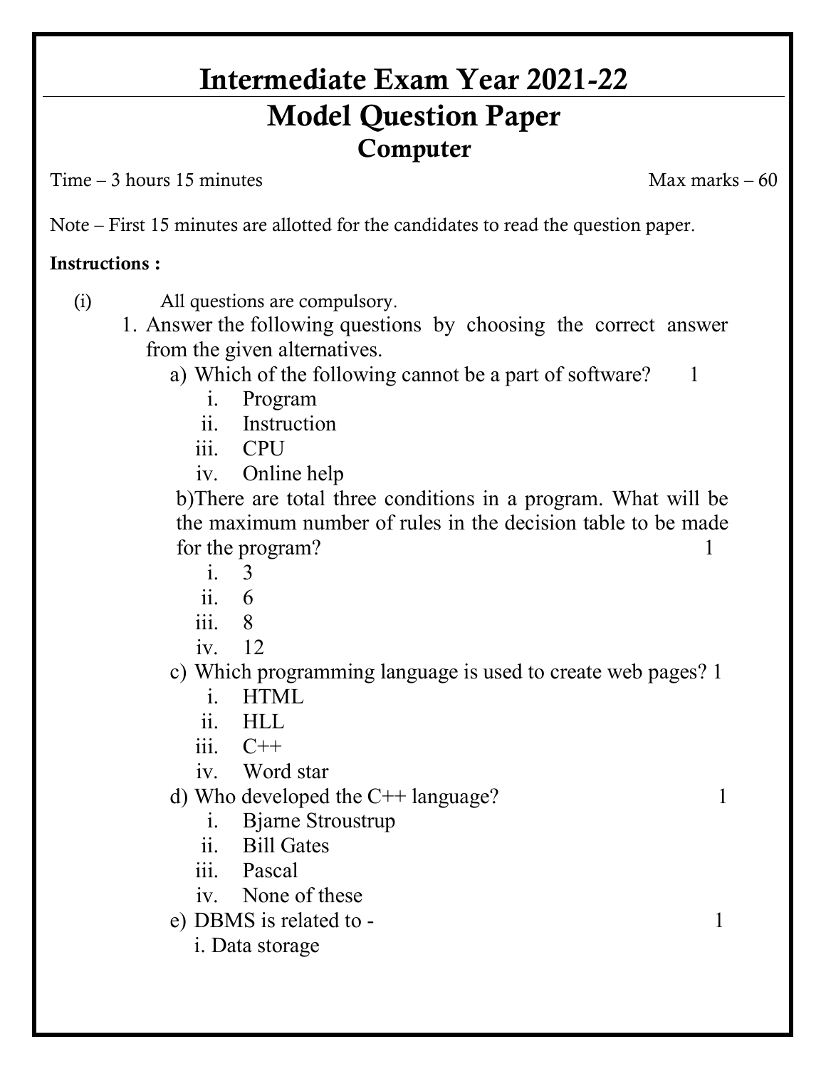# Intermediate Exam Year 2021-22

# Model Question Paper

## Computer

Time – 3 hours 15 minutes                                                            Max marks – 60

Note – First 15 minutes are allotted for the candidates to read the question paper.

**Instructions :**

(i) All questions are compulsory.

1. Answer the following questions by choosing the correct answer from the given alternatives.

   a) Which of the following cannot be a part of software? 1

      i. Program
      ii. Instruction
      iii. CPU
      iv. Online help

   b) There are total three conditions in a program. What will be the maximum number of rules in the decision table to be made for the program? 1

      i. 3
      ii. 6
      iii. 8
      iv. 12

   c) Which programming language is used to create web pages? 1

      i. HTML
      ii. HLL
      iii. C++
      iv. Word star

   d) Who developed the C++ language? 1

      i. Bjarne Stroustrup
      ii. Bill Gates
      iii. Pascal
      iv. None of these

   e) DBMS is related to - 1

      i. Data storage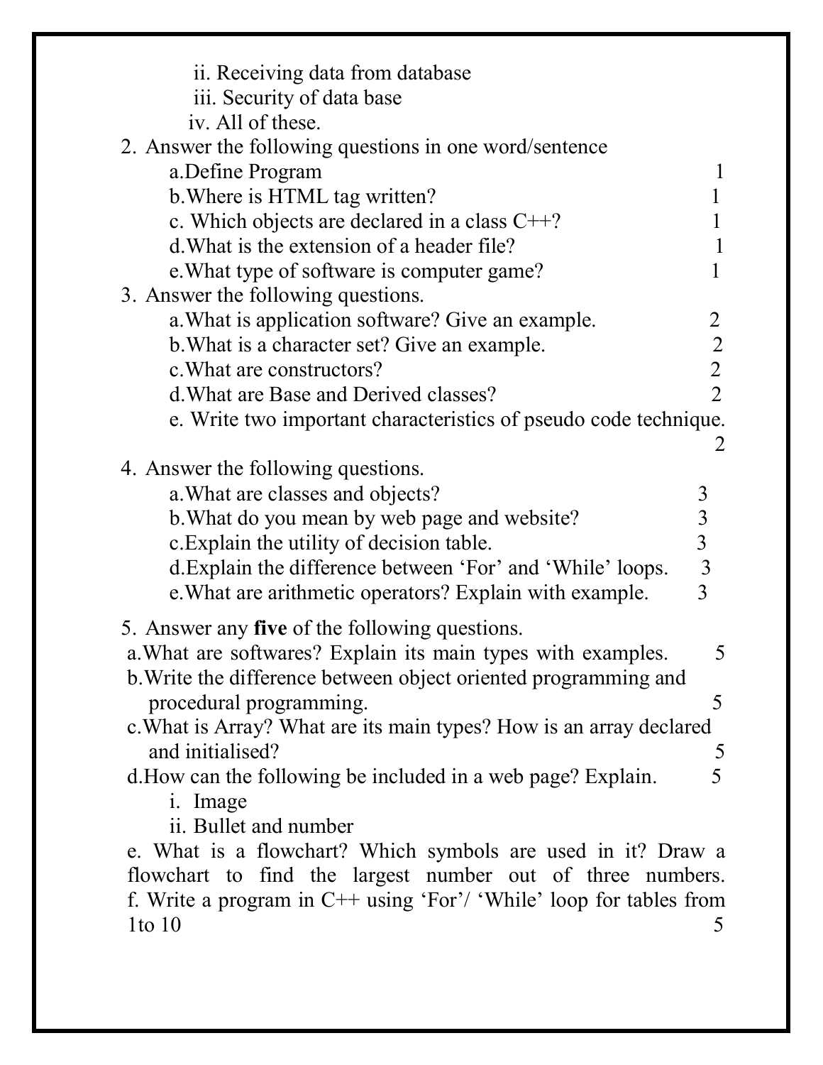ii. Receiving data from database

iii. Security of data base

iv. All of these.

2. Answer the following questions in one word/sentence
   - a. Define Program 1
   - b. Where is HTML tag written? 1
   - c. Which objects are declared in a class C++? 1
   - d. What is the extension of a header file? 1
   - e. What type of software is computer game? 1
3. Answer the following questions.
   - a. What is application software? Give an example. 2
   - b. What is a character set? Give an example. 2
   - c. What are constructors? 2
   - d. What are Base and Derived classes? 2
   - e. Write two important characteristics of pseudo code technique. 2
4. Answer the following questions.
   - a. What are classes and objects? 3
   - b. What do you mean by web page and website? 3
   - c. Explain the utility of decision table. 3
   - d. Explain the difference between 'For' and 'While' loops. 3
   - e. What are arithmetic operators? Explain with example. 3
5. Answer any **five** of the following questions.
   - a. What are softwares? Explain its main types with examples. 5
   - b. Write the difference between object oriented programming and procedural programming. 5
   - c. What is Array? What are its main types? How is an array declared and initialised? 5
   - d. How can the following be included in a web page? Explain. 5
     - i. Image
     - ii. Bullet and number
   - e. What is a flowchart? Which symbols are used in it? Draw a flowchart to find the largest number out of three numbers.
   - f. Write a program in C++ using 'For'/ 'While' loop for tables from 1to 10 5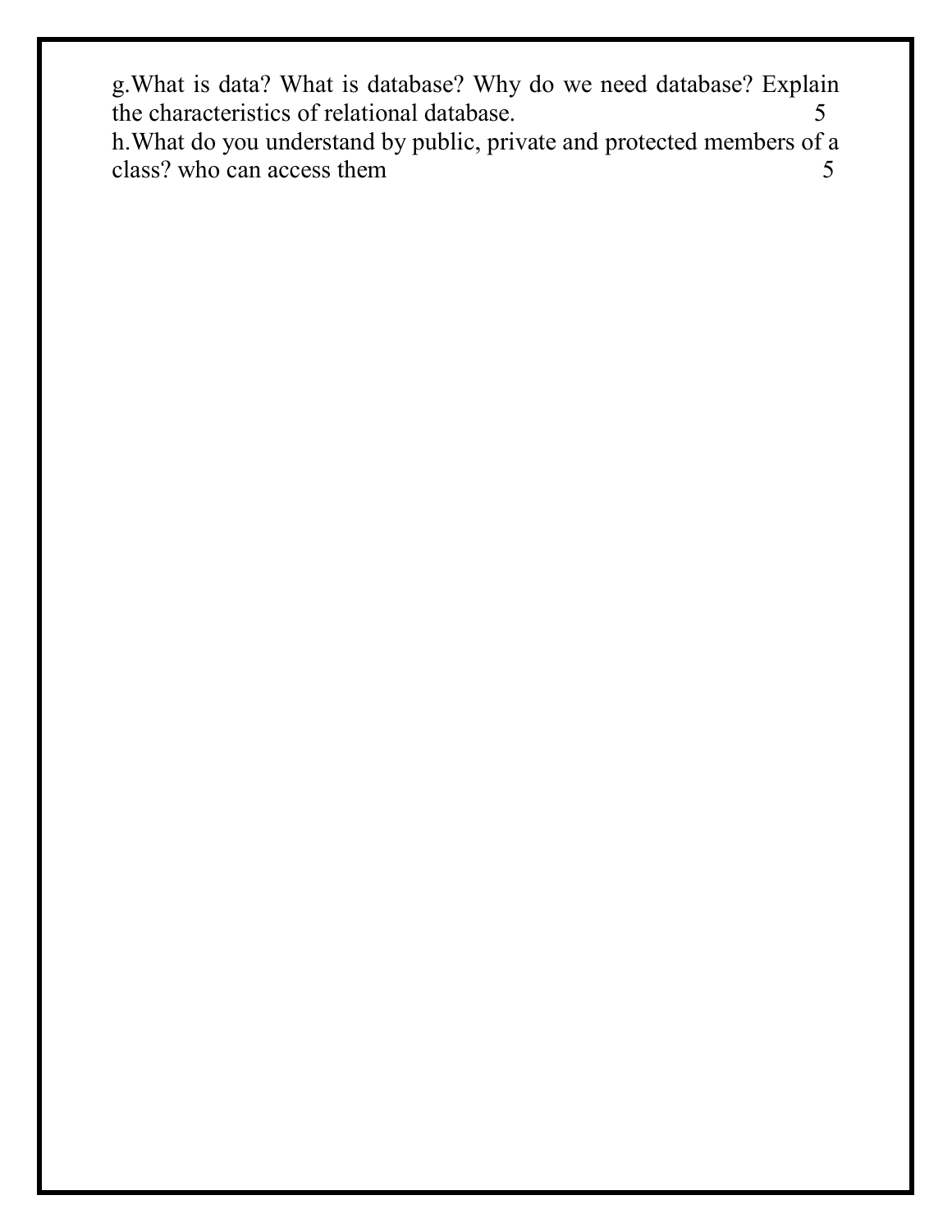g. What is data? What is database? Why do we need database? Explain the characteristics of relational database. 5

h. What do you understand by public, private and protected members of a class? who can access them 5